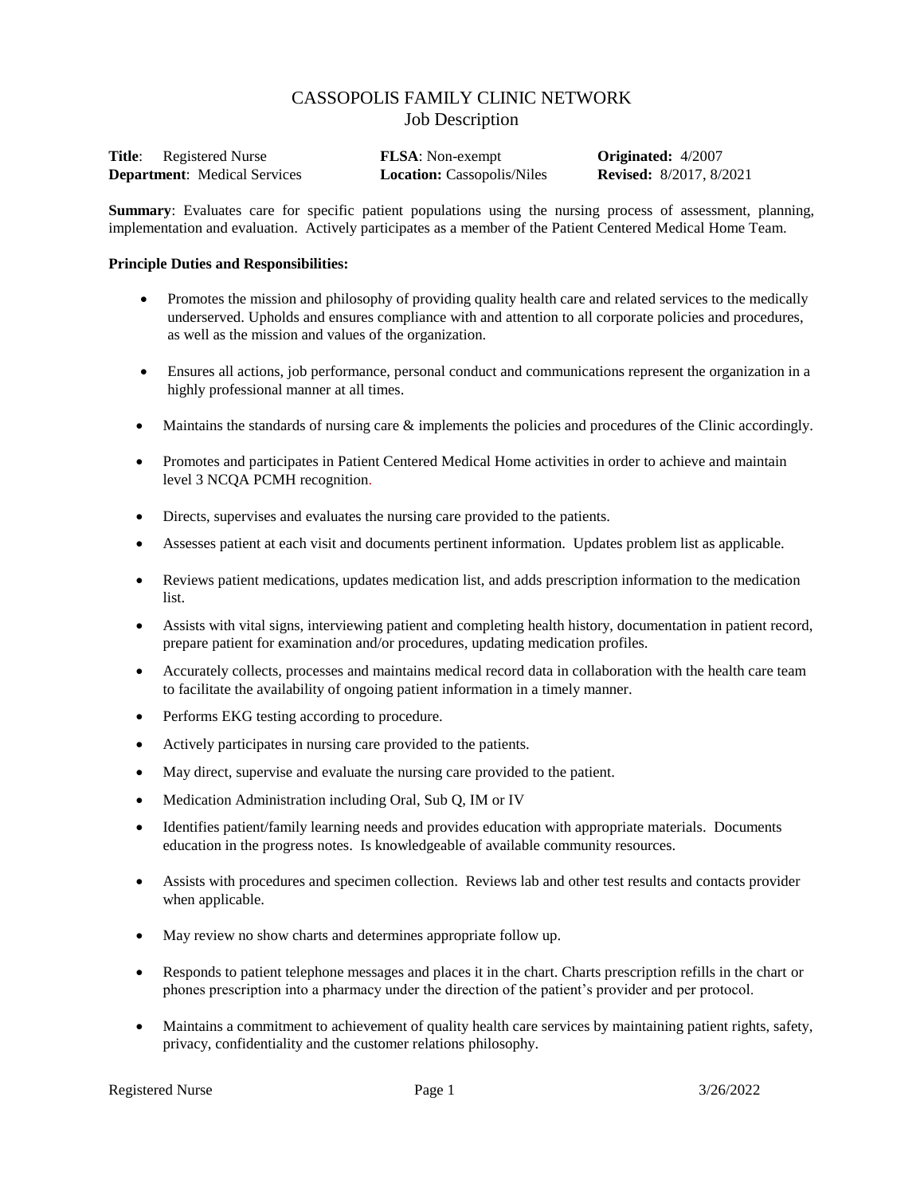# CASSOPOLIS FAMILY CLINIC NETWORK

## Job Description

| **Title**: Registered Nurse | **FLSA**: Non-exempt | **Originated:** 4/2007 |
|---|---|---|
| **Department**: Medical Services | **Location:** Cassopolis/Niles | **Revised:** 8/2017, 8/2021 |

**Summary**: Evaluates care for specific patient populations using the nursing process of assessment, planning, implementation and evaluation. Actively participates as a member of the Patient Centered Medical Home Team.

**Principle Duties and Responsibilities:**

- Promotes the mission and philosophy of providing quality health care and related services to the medically underserved. Upholds and ensures compliance with and attention to all corporate policies and procedures, as well as the mission and values of the organization.
- Ensures all actions, job performance, personal conduct and communications represent the organization in a highly professional manner at all times.
- Maintains the standards of nursing care & implements the policies and procedures of the Clinic accordingly.
- Promotes and participates in Patient Centered Medical Home activities in order to achieve and maintain level 3 NCQA PCMH recognition.
- Directs, supervises and evaluates the nursing care provided to the patients.
- Assesses patient at each visit and documents pertinent information. Updates problem list as applicable.
- Reviews patient medications, updates medication list, and adds prescription information to the medication list.
- Assists with vital signs, interviewing patient and completing health history, documentation in patient record, prepare patient for examination and/or procedures, updating medication profiles.
- Accurately collects, processes and maintains medical record data in collaboration with the health care team to facilitate the availability of ongoing patient information in a timely manner.
- Performs EKG testing according to procedure.
- Actively participates in nursing care provided to the patients.
- May direct, supervise and evaluate the nursing care provided to the patient.
- Medication Administration including Oral, Sub Q, IM or IV
- Identifies patient/family learning needs and provides education with appropriate materials. Documents education in the progress notes. Is knowledgeable of available community resources.
- Assists with procedures and specimen collection. Reviews lab and other test results and contacts provider when applicable.
- May review no show charts and determines appropriate follow up.
- Responds to patient telephone messages and places it in the chart. Charts prescription refills in the chart or phones prescription into a pharmacy under the direction of the patient's provider and per protocol.
- Maintains a commitment to achievement of quality health care services by maintaining patient rights, safety, privacy, confidentiality and the customer relations philosophy.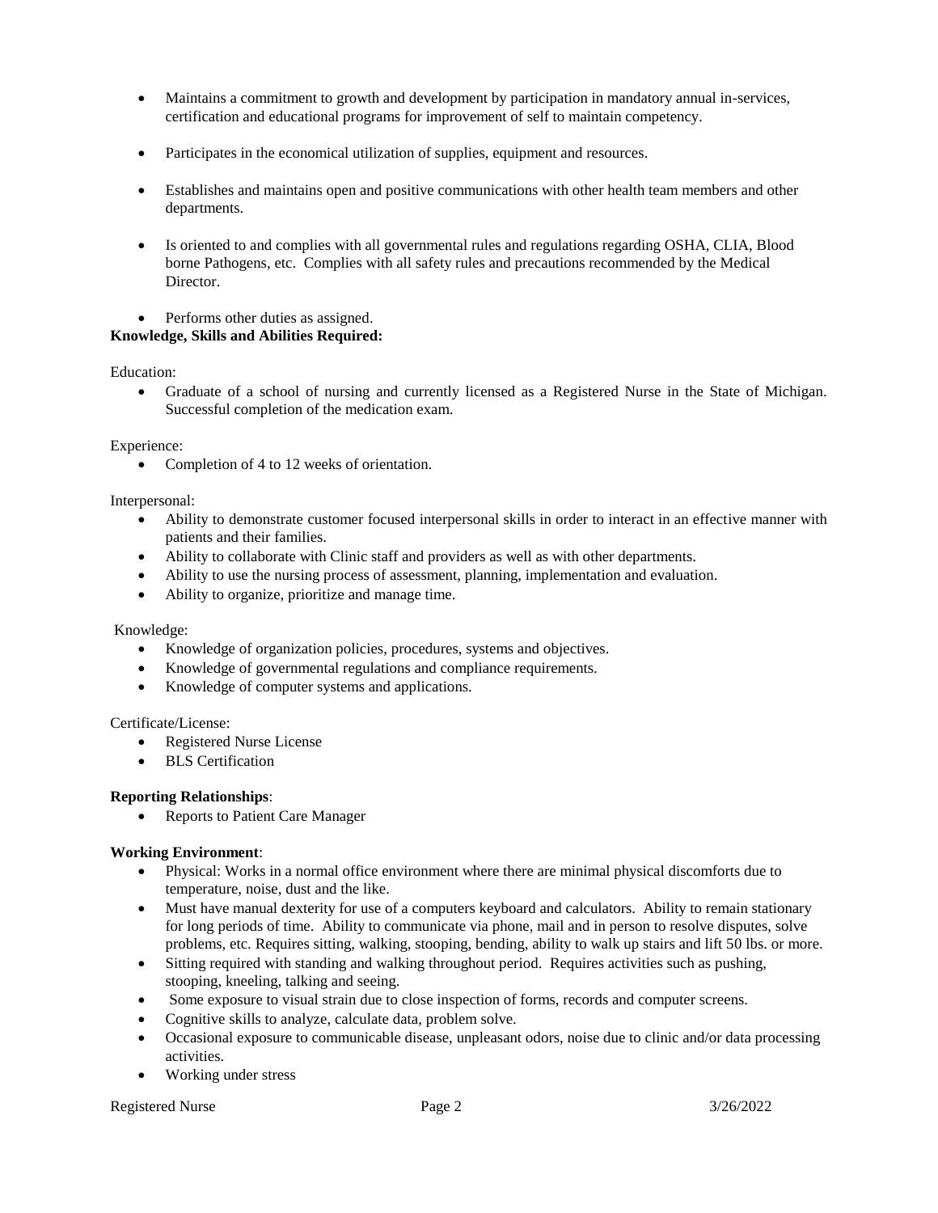- Maintains a commitment to growth and development by participation in mandatory annual in-services, certification and educational programs for improvement of self to maintain competency.
- Participates in the economical utilization of supplies, equipment and resources.
- Establishes and maintains open and positive communications with other health team members and other departments.
- Is oriented to and complies with all governmental rules and regulations regarding OSHA, CLIA, Blood borne Pathogens, etc. Complies with all safety rules and precautions recommended by the Medical Director.
- Performs other duties as assigned.

**Knowledge, Skills and Abilities Required:**

Education:

- Graduate of a school of nursing and currently licensed as a Registered Nurse in the State of Michigan. Successful completion of the medication exam.

Experience:

- Completion of 4 to 12 weeks of orientation.

Interpersonal:

- Ability to demonstrate customer focused interpersonal skills in order to interact in an effective manner with patients and their families.
- Ability to collaborate with Clinic staff and providers as well as with other departments.
- Ability to use the nursing process of assessment, planning, implementation and evaluation.
- Ability to organize, prioritize and manage time.

Knowledge:

- Knowledge of organization policies, procedures, systems and objectives.
- Knowledge of governmental regulations and compliance requirements.
- Knowledge of computer systems and applications.

Certificate/License:

- Registered Nurse License
- BLS Certification

**Reporting Relationships**:

- Reports to Patient Care Manager

**Working Environment**:

- Physical: Works in a normal office environment where there are minimal physical discomforts due to temperature, noise, dust and the like.
- Must have manual dexterity for use of a computers keyboard and calculators. Ability to remain stationary for long periods of time. Ability to communicate via phone, mail and in person to resolve disputes, solve problems, etc. Requires sitting, walking, stooping, bending, ability to walk up stairs and lift 50 lbs. or more.
- Sitting required with standing and walking throughout period. Requires activities such as pushing, stooping, kneeling, talking and seeing.
- Some exposure to visual strain due to close inspection of forms, records and computer screens.
- Cognitive skills to analyze, calculate data, problem solve.
- Occasional exposure to communicable disease, unpleasant odors, noise due to clinic and/or data processing activities.
- Working under stress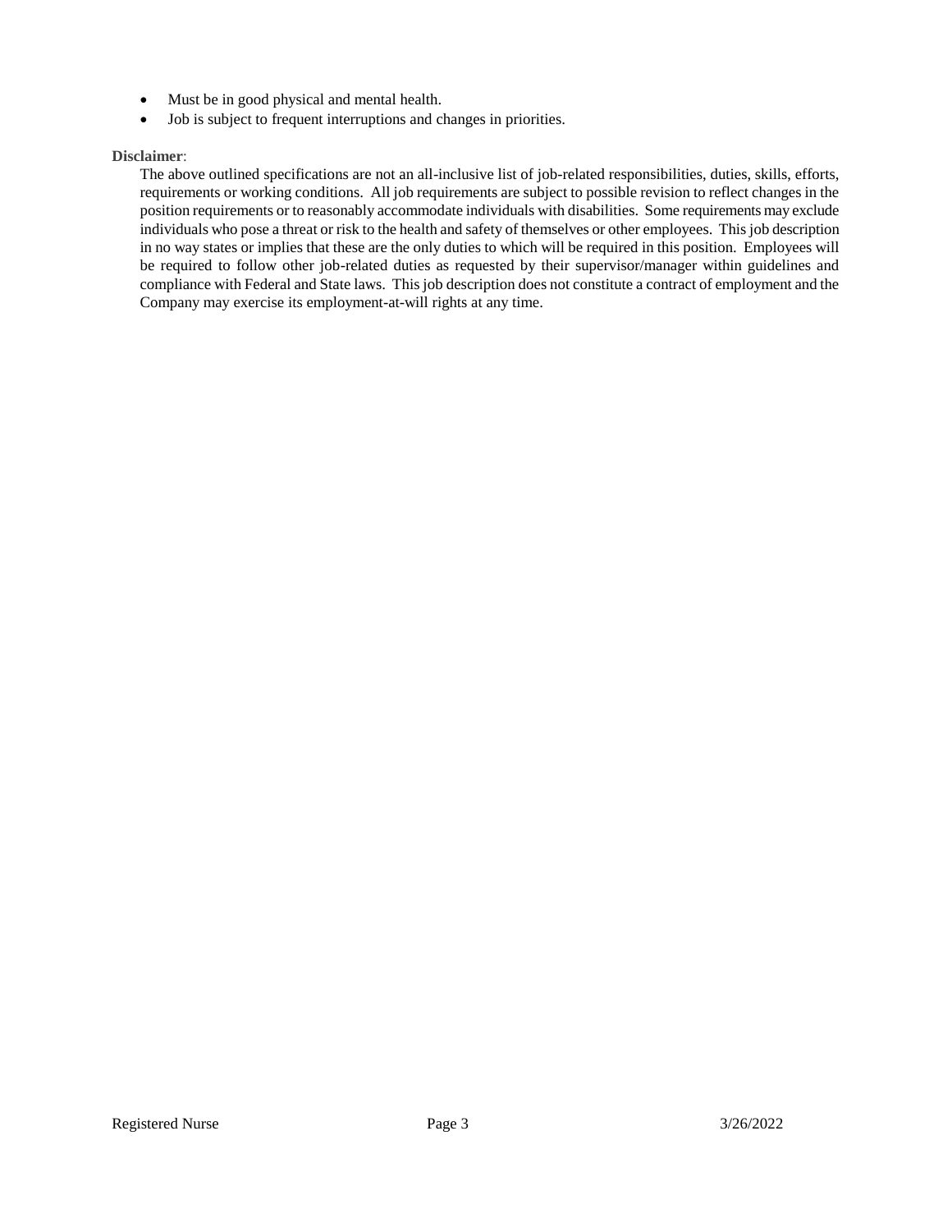- Must be in good physical and mental health.
- Job is subject to frequent interruptions and changes in priorities.

**Disclaimer**:

The above outlined specifications are not an all-inclusive list of job-related responsibilities, duties, skills, efforts, requirements or working conditions. All job requirements are subject to possible revision to reflect changes in the position requirements or to reasonably accommodate individuals with disabilities. Some requirements may exclude individuals who pose a threat or risk to the health and safety of themselves or other employees. This job description in no way states or implies that these are the only duties to which will be required in this position. Employees will be required to follow other job-related duties as requested by their supervisor/manager within guidelines and compliance with Federal and State laws. This job description does not constitute a contract of employment and the Company may exercise its employment-at-will rights at any time.